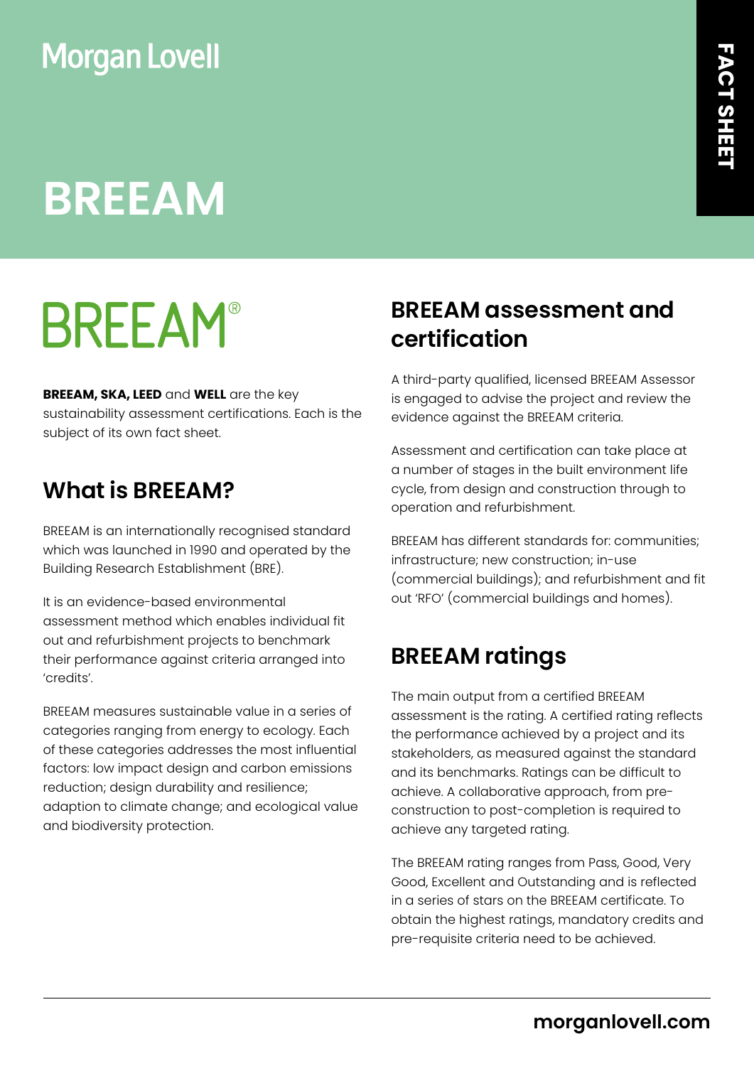Morgan Lovell

FACT SHEET

# BREEAM

BREEAM®

**BREEAM, SKA, LEED** and **WELL** are the key sustainability assessment certifications. Each is the subject of its own fact sheet.

## What is BREEAM?

BREEAM is an internationally recognised standard which was launched in 1990 and operated by the Building Research Establishment (BRE).

It is an evidence-based environmental assessment method which enables individual fit out and refurbishment projects to benchmark their performance against criteria arranged into 'credits'.

BREEAM measures sustainable value in a series of categories ranging from energy to ecology. Each of these categories addresses the most influential factors: low impact design and carbon emissions reduction; design durability and resilience; adaption to climate change; and ecological value and biodiversity protection.

## BREEAM assessment and certification

A third-party qualified, licensed BREEAM Assessor is engaged to advise the project and review the evidence against the BREEAM criteria.

Assessment and certification can take place at a number of stages in the built environment life cycle, from design and construction through to operation and refurbishment.

BREEAM has different standards for: communities; infrastructure; new construction; in-use (commercial buildings); and refurbishment and fit out 'RFO' (commercial buildings and homes).

## BREEAM ratings

The main output from a certified BREEAM assessment is the rating. A certified rating reflects the performance achieved by a project and its stakeholders, as measured against the standard and its benchmarks. Ratings can be difficult to achieve. A collaborative approach, from pre-construction to post-completion is required to achieve any targeted rating.

The BREEAM rating ranges from Pass, Good, Very Good, Excellent and Outstanding and is reflected in a series of stars on the BREEAM certificate. To obtain the highest ratings, mandatory credits and pre-requisite criteria need to be achieved.

**morganlovell.com**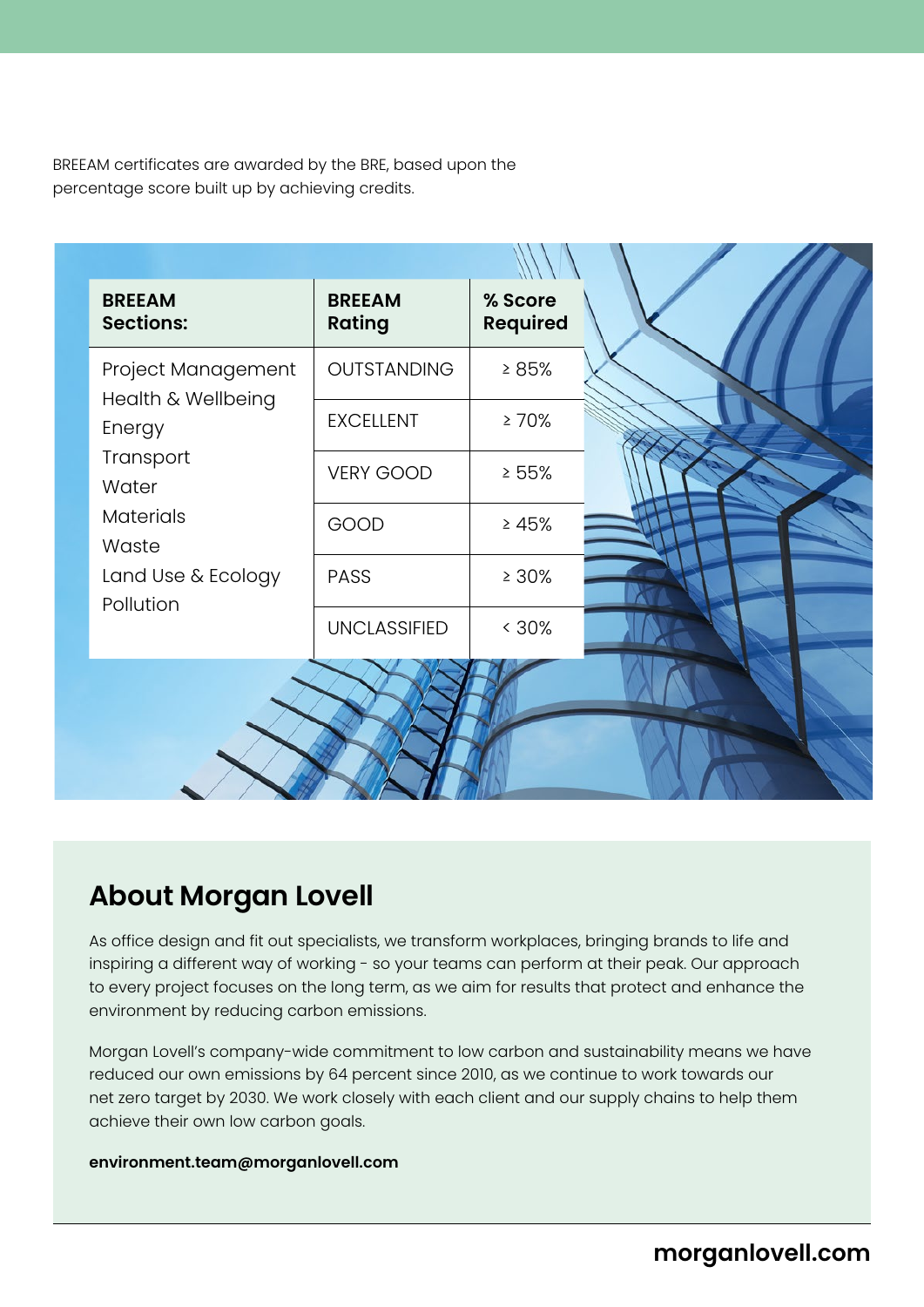BREEAM certificates are awarded by the BRE, based upon the percentage score built up by achieving credits.

| BREEAM Sections: | BREEAM Rating | % Score Required |
|---|---|---|
| Project Management<br>Health & Wellbeing<br>Energy<br>Transport<br>Water<br>Materials<br>Waste<br>Land Use & Ecology<br>Pollution | OUTSTANDING | ≥ 85% |
| | EXCELLENT | ≥ 70% |
| | VERY GOOD | ≥ 55% |
| | GOOD | ≥ 45% |
| | PASS | ≥ 30% |
| | UNCLASSIFIED | < 30% |

## About Morgan Lovell

As office design and fit out specialists, we transform workplaces, bringing brands to life and inspiring a different way of working - so your teams can perform at their peak. Our approach to every project focuses on the long term, as we aim for results that protect and enhance the environment by reducing carbon emissions.

Morgan Lovell's company-wide commitment to low carbon and sustainability means we have reduced our own emissions by 64 percent since 2010, as we continue to work towards our net zero target by 2030. We work closely with each client and our supply chains to help them achieve their own low carbon goals.

**environment.team@morganlovell.com**

**morganlovell.com**